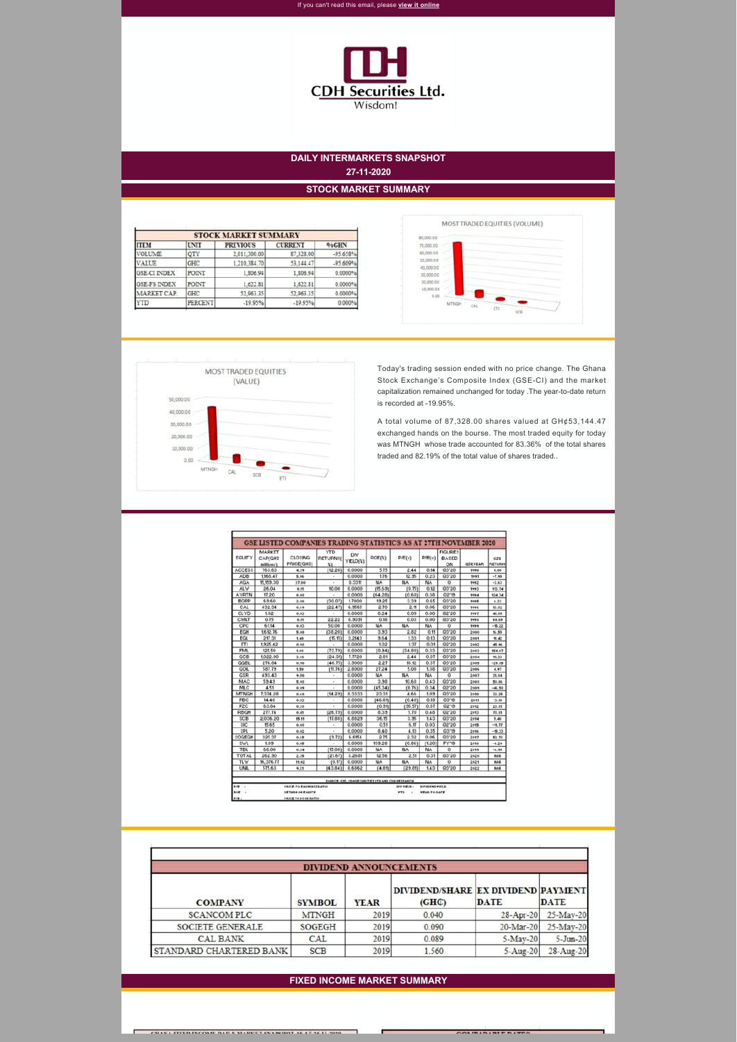If you can't read this email, please view it online

CDH Securities Ltd.
Wisdom!

## DAILY INTERMARKETS SNAPSHOT
## 27-11-2020

## STOCK MARKET SUMMARY

| STOCK MARKET SUMMARY | | | | |
|---|---|---|---|---|
| ITEM | UNIT | PREVIOUS | CURRENT | %GHN |
| VOLUME | QTY | 2,011,300.00 | 87,328.00 | -95.658% |
| VALUE | GHC | 1,210,384.70 | 53,144.47 | -95.609% |
| GSE-CI INDEX | POINT | 1,806.94 | 1,806.94 | 0.0000% |
| GSE-FS INDEX | POINT | 1,622.81 | 1,622.81 | 0.0000% |
| MARKET CAP. | GHC | 52,963.35 | 52,963.35 | 0.0000% |
| YTD | PERCENT | -19.95% | -19.95% | 0.000% |

MOST TRADED EQUITIES (VOLUME)

MOST TRADED EQUITIES (VALUE)

Today's trading session ended with no price change. The Ghana Stock Exchange's Composite Index (GSE-CI) and the market capitalization remained unchanged for today .The year-to-date return is recorded at -19.95%.

A total volume of 87,328.00 shares valued at GH¢53,144.47 exchanged hands on the bourse. The most traded equity for today was MTNGH whose trade accounted for 83.36% of the total shares traded and 82.19% of the total value of shares traded..

| GSE LISTED COMPANIES TRADING STATISTICS AS AT 27TH NOVEMBER 2020 | | | | | | | | | | |
|---|---|---|---|---|---|---|---|---|---|---|
| EQUITY | MARKET CAP(GH¢ million) | CLOSING PRICE(GH¢) | YTD RETURNS(%) | DIV YIELD(%) | ROE(%) | P/E(x) | P/B(x) | FIGURES BASED ON | GSEYEAR | GSE RETURN |
| ACCESS | 763.63 | 4.39 | (12.20) | 0.0000 | 5.75 | 2.44 | 0.14 | Q3'20 | 1990 | 1.00 |
| ADB | 1,168.47 | 5.96 | - | 0.0000 | 1.76 | 12.35 | 0.23 | Q3'20 | 1991 | -7.99 |
| AGA | 11,159.30 | 37.00 | - | 0.3311 | NA | NA | NA | 0 | 1992 | -3.63 |
| ALW | 26.04 | 0.11 | 10.00 | 0.0000 | (15.69) | (0.75) | 0.12 | Q3'20 | 1993 | 10.74 |
| AYRTN | 17.20 | 0.08 | - | 0.0000 | (64.28) | (0.60) | 0.38 | Q2'19 | 1994 | 124.34 |
| BOPP | 69.60 | 2.00 | (30.07) | 1.7000 | 19.25 | 3.38 | 0.65 | Q3'20 | 1995 | 6.33 |
| CAL | 402.04 | 0.64 | (22.47) | 6.9565 | 2.70 | 2.11 | 0.06 | Q3'20 | 1996 | 13.82 |
| CLYD | 1.92 | 0.03 | - | 0.0000 | 0.24 | 0.09 | 0.00 | Q2'20 | 1997 | 41.59 |
| CMLT | 0.75 | 0.11 | 22.22 | 8.3031 | 0.16 | 0.03 | 0.00 | Q3'20 | 1998 | 69.69 |
| CPC | 61.14 | 0.03 | 50.00 | 0.0000 | NA | NA | NA | 0 | 1999 | -15.22 |
| EGH | 1,612.76 | 5.00 | (38.20) | 0.0000 | 3.93 | 2.82 | 0.11 | Q3'20 | 2000 | 11.55 |
| EGL | 217.31 | 1.40 | (15.15) | 3.2143 | 9.84 | 1.33 | 0.13 | Q3'20 | 2001 | 11.40 |
| ETI | 1,925.42 | 0.08 | - | 0.0000 | 1.02 | 1.37 | 0.01 | Q2'20 | 2002 | 45.44 |
| FML | 125.50 | 1.00 | (73.79) | 0.0000 | (0.84) | (24.80) | 0.33 | Q3'20 | 2003 | 154.67 |
| GCB | 1,022.90 | 3.86 | (24.01) | 7.7720 | 2.61 | 2.44 | 0.07 | Q3'20 | 2004 | 91.30 |
| GGBL | 276.04 | 0.90 | (46.75) | 3.3000 | 2.27 | 15.12 | 0.37 | Q3'20 | 2005 | -29.19 |
| GOIL | 587.73 | 1.50 | (11.76) | 2.8000 | 27.24 | 5.08 | 1.38 | Q3'20 | 2006 | 4.97 |
| GSR | 493.43 | 9.50 | - | 0.0000 | NA | NA | NA | 0 | 2007 | 31.84 |
| MAC | 59.43 | 5.92 | - | 0.0000 | 3.36 | 10.68 | 0.43 | Q3'20 | 2008 | 58.06 |
| MLC | 4.51 | 0.09 | - | 0.0000 | (45.34) | (0.75) | 0.34 | Q2'20 | 2009 | -46.58 |
| MTNGH | 7,374.28 | 0.60 | (14.29) | 8.3333 | 23.31 | 4.66 | 1.09 | Q3'20 | 2010 | 32.25 |
| PBC | 14.40 | 0.03 | - | 0.0000 | (46.81) | (0.49) | 0.19 | Q3'18 | 2011 | -3.10 |
| PZC | 63.04 | 0.38 | - | 0.0000 | (0.31) | (35.57) | 0.07 | Q2'19 | 2012 | 23.81 |
| RBGH | 277.74 | 0.41 | (26.79) | 0.0000 | 8.33 | 3.79 | 0.48 | Q2'20 | 2013 | 78.81 |
| SCB | 2,036.20 | 15.11 | (11.88) | 6.8829 | 36.15 | 3.35 | 1.43 | Q3'20 | 2014 | 5.40 |
| SIC | 15.65 | 0.08 | - | 0.0000 | 0.51 | 5.17 | 0.03 | Q2'20 | 2015 | -11.77 |
| SPL | 5.20 | 0.02 | - | 0.0000 | 8.40 | 4.13 | 0.35 | Q3'19 | 2016 | -15.33 |
| SOGEGH | 321.37 | 0.45 | (9.72) | 4.4654 | 2.15 | 2.32 | 0.06 | Q3'20 | 2017 | 52.73 |
| SWL | 1.09 | 0.05 | - | 0.0000 | 109.28 | (0.86) | (1.20) | FY'19 | 2018 | -0.29 |
| TBL | 66.00 | 0.34 | (15.00) | 0.0000 | NA | NA | NA | 0 | 2019 | -12.25 |
| TOTAL | 262.30 | 2.35 | (21.67) | 3.2681 | 12.56 | 2.51 | 0.31 | Q3'20 | 2020 | N/A |
| TLW | 16,376.77 | 11.92 | (0.17) | 0.0000 | NA | NA | NA | 0 | 2021 | N/A |
| UNIL | 573.63 | 9.21 | (43.84) | 8.6862 | (4.81) | (29.81) | 1.43 | Q3'20 | 2022 | N/A |

SOURCE: GSE, CDHSECURITIES LTD AND CDH RESEARCH

P/E - PRICE TO EARNINGS RATIO; DIV YIELD - DIVIDEND YIELD
ROE - RETURN ON EQUITY; YTD - YEAR-TO-DATE
P/B - PRICE TO BOOK RATIO

| DIVIDEND ANNOUNCEMENTS | | | | | |
|---|---|---|---|---|---|
| COMPANY | SYMBOL | YEAR | DIVIDEND/SHARE (GH₵) | EX DIVIDEND DATE | PAYMENT DATE |
| SCANCOM PLC | MTNGH | 2019 | 0.040 | 28-Apr-20 | 25-May-20 |
| SOCIETE GENERALE | SOGEGH | 2019 | 0.090 | 20-Mar-20 | 25-May-20 |
| CAL BANK | CAL | 2019 | 0.089 | 5-May-20 | 5-Jun-20 |
| STANDARD CHARTERED BANK | SCB | 2019 | 1.560 | 5-Aug-20 | 28-Aug-20 |

## FIXED INCOME MARKET SUMMARY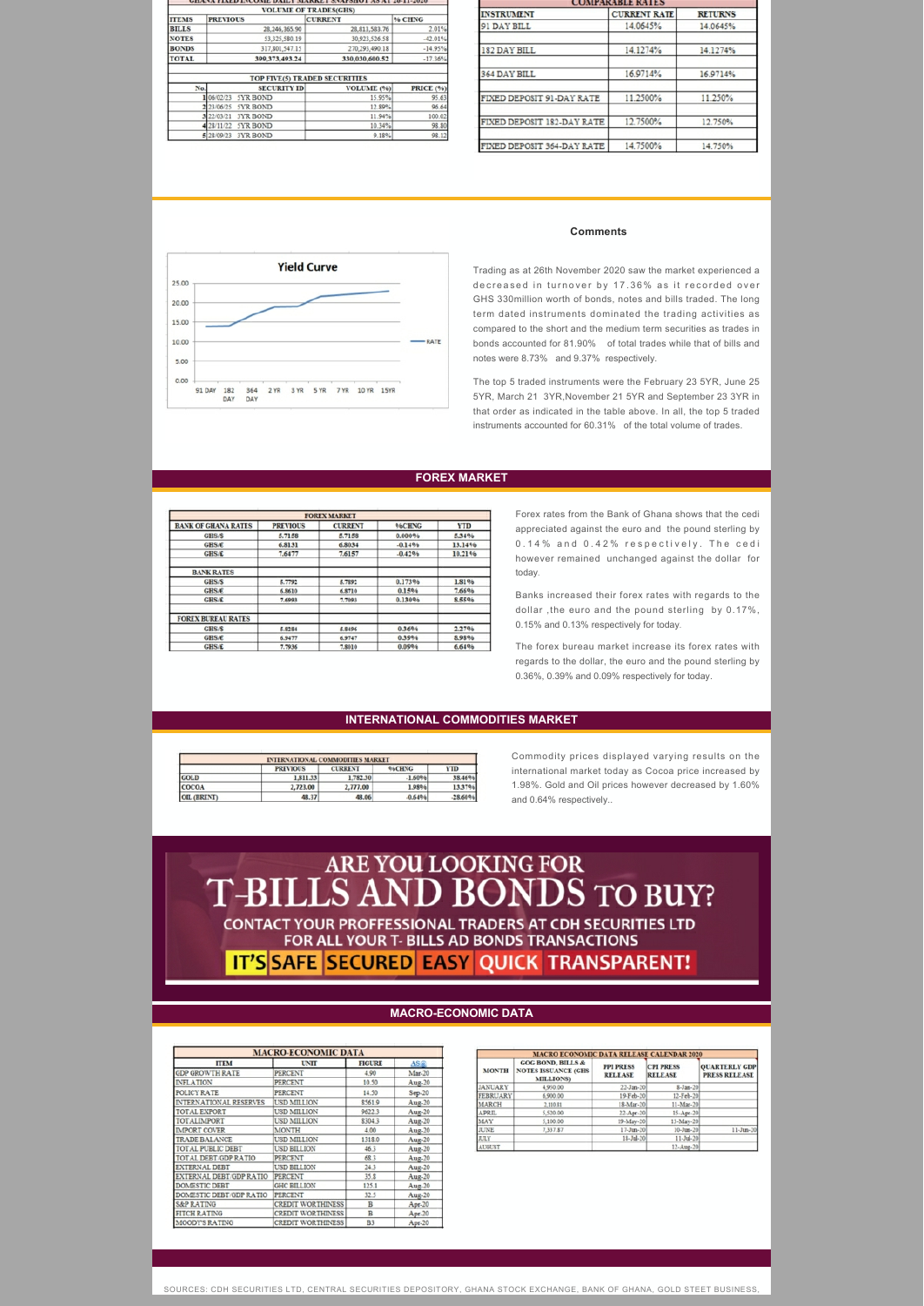**GHANA FIXED INCOME DAILY MARKET SNAPSHOT AS AT 26-11-2020**

| VOLUME OF TRADES(GHS) | | | |
|---|---|---|---|
| ITEMS | PREVIOUS | CURRENT | % CHNG |
| BILLS | 28,246,365.90 | 28,811,583.76 | 2.01% |
| NOTES | 53,325,580.19 | 30,925,526.58 | -42.01% |
| BONDS | 317,801,547.15 | 270,293,490.18 | -14.95% |
| TOTAL | 399,373,493.24 | 330,030,600.52 | -17.36% |

| TOP FIVE(5) TRADED SECURITIES | | | |
|---|---|---|---|
| No. | SECURITY ID | VOLUME (%) | PRICE (%) |
| 1 | 06/02/23 5YR BOND | 15.95% | 95.63 |
| 2 | 23/06/25 5YR BOND | 12.89% | 96.64 |
| 3 | 22/03/21 3YR BOND | 11.94% | 100.02 |
| 4 | 28/11/22 5YR BOND | 10.34% | 98.80 |
| 5 | 28/09/23 3YR BOND | 9.18% | 98.12 |

**COMPARABLE RATES**

| INSTRUMENT | CURRENT RATE | RETURNS |
|---|---|---|
| 91 DAY BILL | 14.0645% | 14.0645% |
| 182 DAY BILL | 14.1274% | 14.1274% |
| 364 DAY BILL | 16.9714% | 16.9714% |
| FIXED DEPOSIT 91-DAY RATE | 11.2500% | 11.250% |
| FIXED DEPOSIT 182-DAY RATE | 12.7500% | 12.750% |
| FIXED DEPOSIT 364-DAY RATE | 14.7500% | 14.750% |

**Yield Curve**

(Chart: RATE across 91 DAY, 182 DAY, 364 DAY, 2 YR, 3 YR, 5 YR, 7 YR, 10 YR, 15YR; axis 0.00–25.00)

### Comments

Trading as at 26th November 2020 saw the market experienced a decreased in turnover by 17.36% as it recorded over GHS 330million worth of bonds, notes and bills traded. The long term dated instruments dominated the trading activities as compared to the short and the medium term securities as trades in bonds accounted for 81.90% of total trades while that of bills and notes were 8.73% and 9.37% respectively.

The top 5 traded instruments were the February 23 5YR, June 25 5YR, March 21 3YR,November 21 5YR and September 23 3YR in that order as indicated in the table above. In all, the top 5 traded instruments accounted for 60.31% of the total volume of trades.

## FOREX MARKET

| FOREX MARKET | | | | |
|---|---|---|---|---|
| BANK OF GHANA RATES | PREVIOUS | CURRENT | %CHNG | YTD |
| GHS/$ | 5.7158 | 5.7158 | 0.000% | 5.34% |
| GHS/€ | 6.8131 | 6.8034 | -0.14% | 13.14% |
| GHS/£ | 7.6477 | 7.6157 | -0.42% | 10.21% |
| BANK RATES | | | | |
| GHS/$ | 5.7792 | 5.7892 | 0.173% | 1.81% |
| GHS/€ | 6.8610 | 6.8710 | 0.15% | 7.66% |
| GHS/£ | 7.6993 | 7.7093 | 0.130% | 8.55% |
| FOREX BUREAU RATES | | | | |
| GHS/$ | 5.8284 | 5.8496 | 0.36% | 2.27% |
| GHS/€ | 6.9477 | 6.9747 | 0.39% | 8.98% |
| GHS/£ | 7.7936 | 7.8010 | 0.09% | 6.64% |

Forex rates from the Bank of Ghana shows that the cedi appreciated against the euro and the pound sterling by 0.14% and 0.42% respectively. The cedi however remained unchanged against the dollar for today.

Banks increased their forex rates with regards to the dollar ,the euro and the pound sterling by 0.17%, 0.15% and 0.13% respectively for today.

The forex bureau market increase its forex rates with regards to the dollar, the euro and the pound sterling by 0.36%, 0.39% and 0.09% respectively for today.

## INTERNATIONAL COMMODITIES MARKET

| INTERNATIONAL COMMODITIES MARKET | | | | |
|---|---|---|---|---|
| | PREVIOUS | CURRENT | %CHNG | YTD |
| GOLD | 1,811.33 | 1,782.30 | -1.60% | 38.46% |
| COCOA | 2,723.00 | 2,777.00 | 1.98% | 13.37% |
| OIL (BRENT) | 48.37 | 48.06 | -0.64% | -28.60% |

Commodity prices displayed varying results on the international market today as Cocoa price increased by 1.98%. Gold and Oil prices however decreased by 1.60% and 0.64% respectively..

**ARE YOU LOOKING FOR T-BILLS AND BONDS TO BUY?**

**CONTACT YOUR PROFFESSIONAL TRADERS AT CDH SECURITIES LTD FOR ALL YOUR T- BILLS AD BONDS TRANSACTIONS**

**IT'S SAFE SECURED EASY QUICK TRANSPARENT!**

## MACRO-ECONOMIC DATA

| MACRO-ECONOMIC DATA | | | |
|---|---|---|---|
| ITEM | UNIT | FIGURE | AS@ |
| GDP GROWTH RATE | PERCENT | 4.90 | Mar-20 |
| INFLATION | PERCENT | 10.50 | Aug-20 |
| POLICY RATE | PERCENT | 14.50 | Sep-20 |
| INTERNATIONAL RESERVES | USD MILLION | 8561.9 | Aug-20 |
| TOTAL EXPORT | USD MILLION | 9622.3 | Aug-20 |
| TOTAL IMPORT | USD MILLION | 8304.3 | Aug-20 |
| IMPORT COVER | MONTH | 4.00 | Aug-20 |
| TRADE BALANCE | USD MILLION | 1318.0 | Aug-20 |
| TOTAL PUBLIC DEBT | USD BILLION | 46.3 | Aug-20 |
| TOTAL DEBT/GDP RATIO | PERCENT | 68.3 | Aug-20 |
| EXTERNAL DEBT | USD BILLION | 24.3 | Aug-20 |
| EXTERNAL DEBT/GDP RATIO | PERCENT | 35.8 | Aug-20 |
| DOMESTIC DEBT | GHC BILLION | 125.1 | Aug-20 |
| DOMESTIC DEBT/GDP RATIO | PERCENT | 32.5 | Aug-20 |
| S&P RATING | CREDIT WORTHINESS | B | Apr-20 |
| FITCH RATING | CREDIT WORTHINESS | B | Apr-20 |
| MOODY'S RATING | CREDIT WORTHINESS | B3 | Apr-20 |

| MACRO ECONOMIC DATA RELEASE CALENDAR 2020 | | | | |
|---|---|---|---|---|
| MONTH | GOG BOND, BILLS & NOTES ISSUANCE (GHS MILLIONS) | PPI PRESS RELEASE | CPI PRESS RELEASE | QUARTERLY GDP PRESS RELEASE |
| JANUARY | 4,950.00 | 22-Jan-20 | 8-Jan-20 | |
| FEBRUARY | 6,900.00 | 19-Feb-20 | 12-Feb-20 | |
| MARCH | 2,110.81 | 18-Mar-20 | 11-Mar-20 | |
| APRIL | 5,520.00 | 22-Apr-20 | 15-Apr-20 | |
| MAY | 5,100.00 | 19-May-20 | 13-May-20 | |
| JUNE | 7,337.87 | 17-Jun-20 | 10-Jun-20 | 11-Jun-20 |
| JULY | | 15-Jul-20 | 11-Jul-20 | |
| AUGUST | | | 12-Aug-20 | |

SOURCES: CDH SECURITIES LTD, CENTRAL SECURITIES DEPOSITORY, GHANA STOCK EXCHANGE, BANK OF GHANA, GOLD STEET BUSINESS,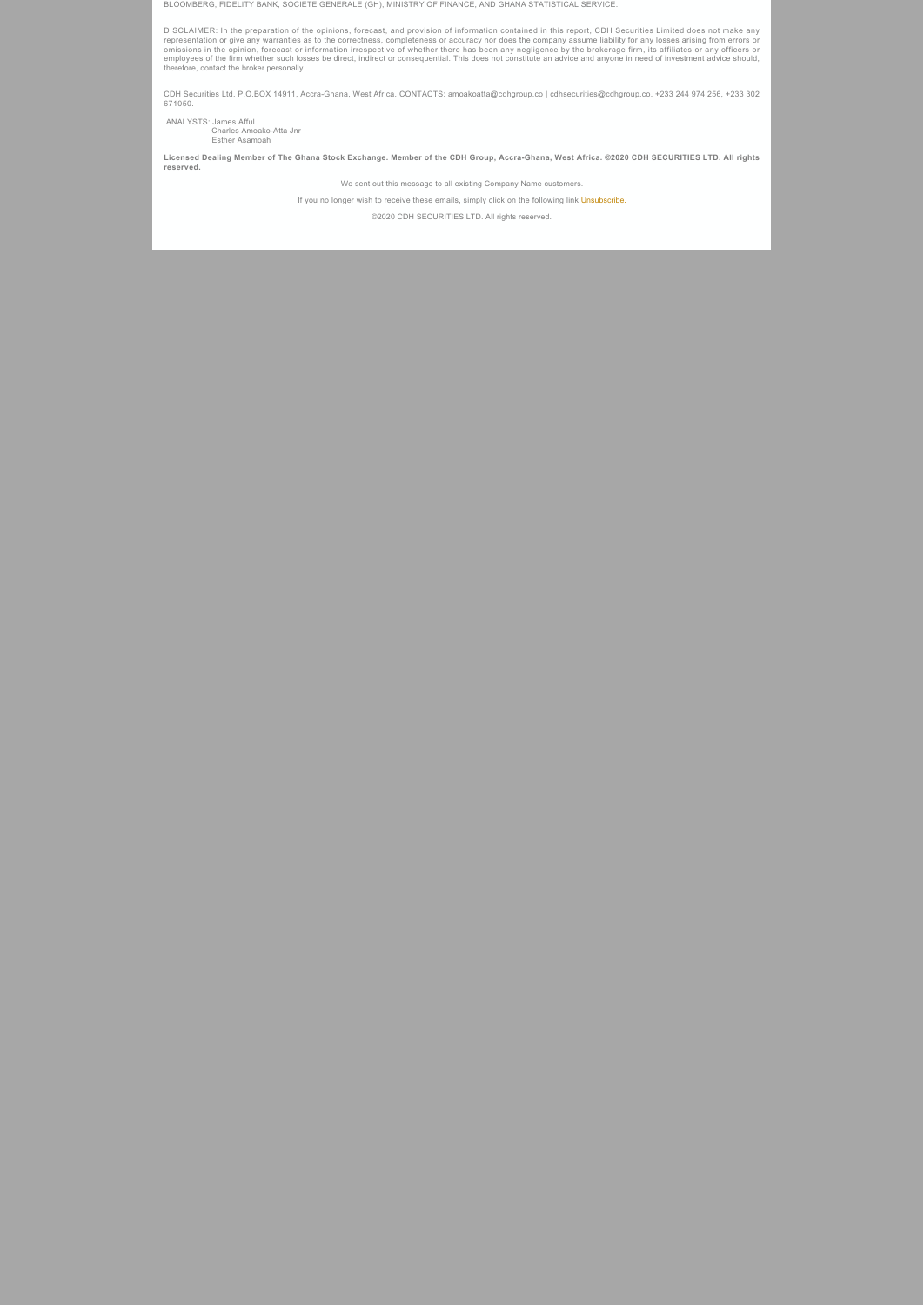BLOOMBERG, FIDELITY BANK, SOCIETE GENERALE (GH), MINISTRY OF FINANCE, AND GHANA STATISTICAL SERVICE.

DISCLAIMER: In the preparation of the opinions, forecast, and provision of information contained in this report, CDH Securities Limited does not make any representation or give any warranties as to the correctness, completeness or accuracy nor does the company assume liability for any losses arising from errors or omissions in the opinion, forecast or information irrespective of whether there has been any negligence by the brokerage firm, its affiliates or any officers or employees of the firm whether such losses be direct, indirect or consequential. This does not constitute an advice and anyone in need of investment advice should, therefore, contact the broker personally.

CDH Securities Ltd. P.O.BOX 14911, Accra-Ghana, West Africa. CONTACTS: amoakoatta@cdhgroup.co | cdhsecurities@cdhgroup.co. +233 244 974 256, +233 302 671050.

ANALYSTS: James Afful
Charles Amoako-Atta Jnr
Esther Asamoah

**Licensed Dealing Member of The Ghana Stock Exchange. Member of the CDH Group, Accra-Ghana, West Africa. ©2020 CDH SECURITIES LTD. All rights reserved.**

We sent out this message to all existing Company Name customers.

If you no longer wish to receive these emails, simply click on the following link Unsubscribe.

©2020 CDH SECURITIES LTD. All rights reserved.